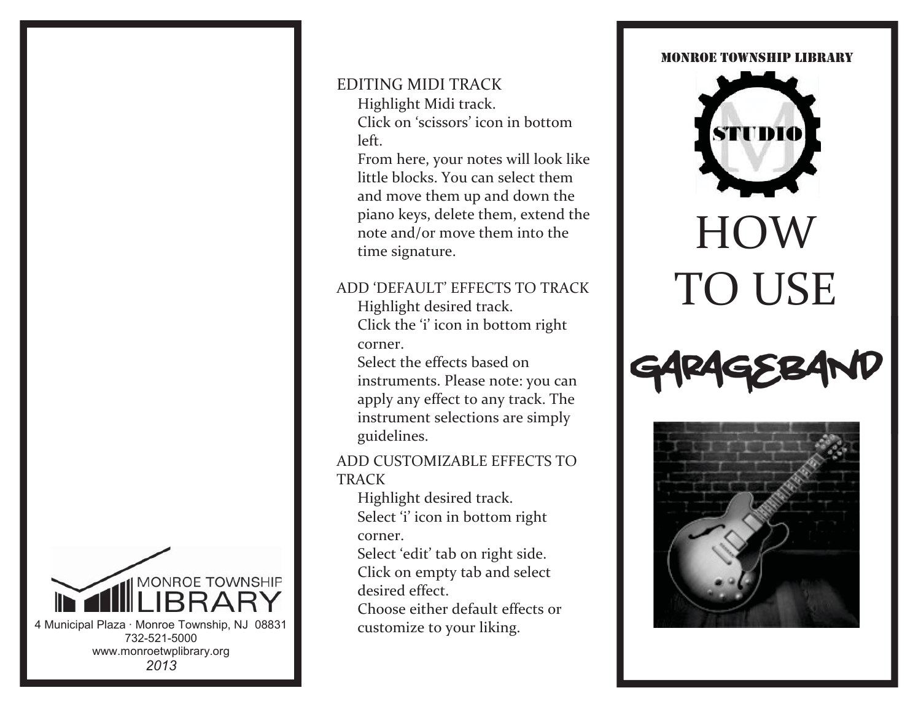MONROE TOWNSHIP LIBRARY

4 Municipal Plaza · Monroe Township, NJ 08831
732-521-5000
www.monroetwplibrary.org
*2013*

EDITING MIDI TRACK

Highlight Midi track.
Click on 'scissors' icon in bottom left.
From here, your notes will look like little blocks. You can select them and move them up and down the piano keys, delete them, extend the note and/or move them into the time signature.

ADD 'DEFAULT' EFFECTS TO TRACK

Highlight desired track.
Click the 'i' icon in bottom right corner.
Select the effects based on instruments. Please note: you can apply any effect to any track. The instrument selections are simply guidelines.

ADD CUSTOMIZABLE EFFECTS TO TRACK

Highlight desired track.
Select 'i' icon in bottom right corner.
Select 'edit' tab on right side.
Click on empty tab and select desired effect.
Choose either default effects or customize to your liking.

MONROE TOWNSHIP LIBRARY

STUDIO

# HOW TO USE

# GARAGEBAND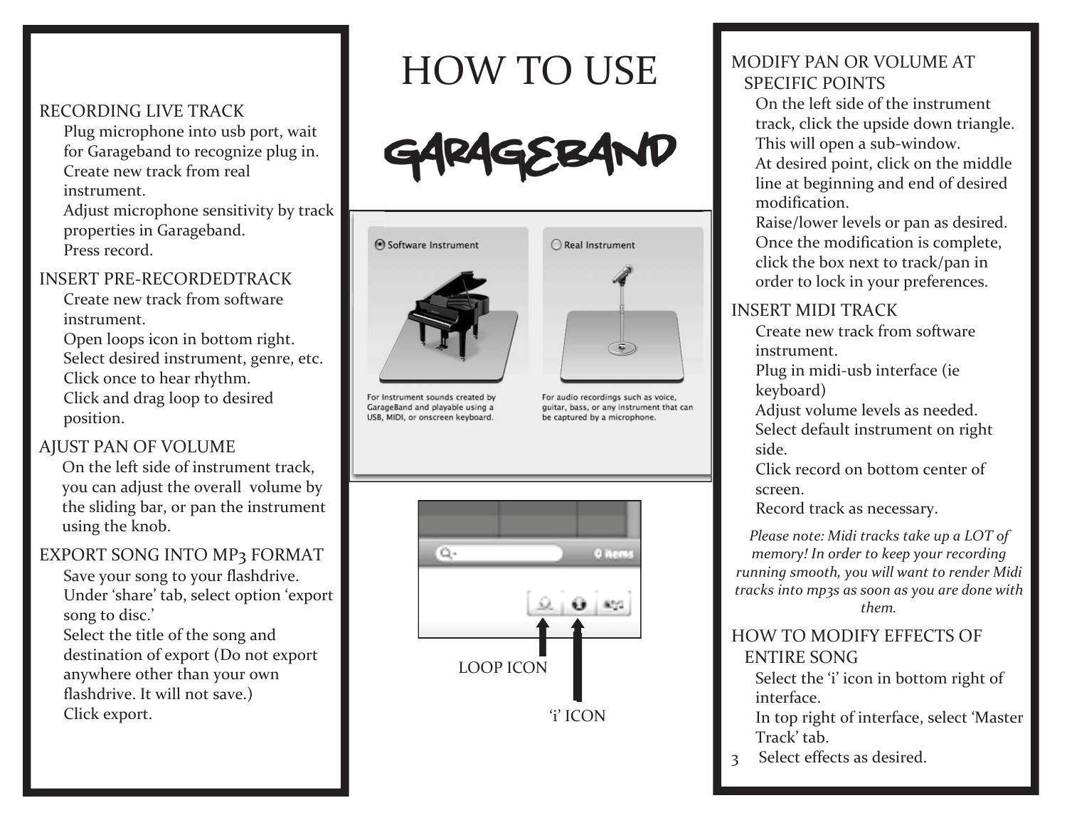# HOW TO USE

# GARAGEBAND

## RECORDING LIVE TRACK

Plug microphone into usb port, wait for Garageband to recognize plug in.
Create new track from real instrument.
Adjust microphone sensitivity by track properties in Garageband.
Press record.

## INSERT PRE-RECORDEDTRACK

Create new track from software instrument.
Open loops icon in bottom right.
Select desired instrument, genre, etc.
Click once to hear rhythm.
Click and drag loop to desired position.

## AJUST PAN OF VOLUME

On the left side of instrument track, you can adjust the overall volume by the sliding bar, or pan the instrument using the knob.

## EXPORT SONG INTO MP3 FORMAT

Save your song to your flashdrive.
Under 'share' tab, select option 'export song to disc.'
Select the title of the song and destination of export (Do not export anywhere other than your own flashdrive. It will not save.)
Click export.

Software Instrument

For Instrument sounds created by GarageBand and playable using a USB, MIDI, or onscreen keyboard.

Real Instrument

For audio recordings such as voice, guitar, bass, or any instrument that can be captured by a microphone.

0 items

LOOP ICON

'i' ICON

## MODIFY PAN OR VOLUME AT SPECIFIC POINTS

On the left side of the instrument track, click the upside down triangle. This will open a sub-window.
At desired point, click on the middle line at beginning and end of desired modification.
Raise/lower levels or pan as desired.
Once the modification is complete, click the box next to track/pan in order to lock in your preferences.

## INSERT MIDI TRACK

Create new track from software instrument.
Plug in midi-usb interface (ie keyboard)
Adjust volume levels as needed.
Select default instrument on right side.
Click record on bottom center of screen.
Record track as necessary.

*Please note: Midi tracks take up a LOT of memory! In order to keep your recording running smooth, you will want to render Midi tracks into mp3s as soon as you are done with them.*

## HOW TO MODIFY EFFECTS OF ENTIRE SONG

Select the 'i' icon in bottom right of interface.
In top right of interface, select 'Master Track' tab.
Select effects as desired.